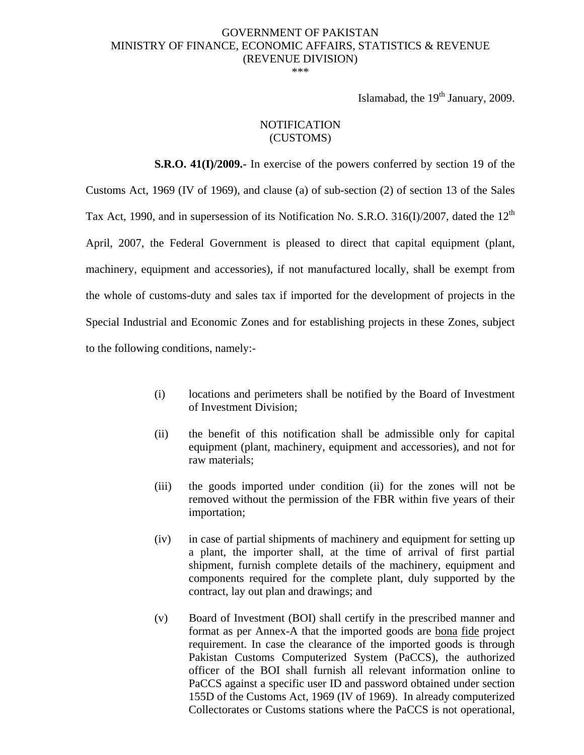GOVERNMENT OF PAKISTAN
MINISTRY OF FINANCE, ECONOMIC AFFAIRS, STATISTICS & REVENUE
(REVENUE DIVISION)
\*\*\*

Islamabad, the 19th January, 2009.

NOTIFICATION
(CUSTOMS)

**S.R.O. 41(I)/2009.-** In exercise of the powers conferred by section 19 of the Customs Act, 1969 (IV of 1969), and clause (a) of sub-section (2) of section 13 of the Sales Tax Act, 1990, and in supersession of its Notification No. S.R.O. 316(I)/2007, dated the 12th April, 2007, the Federal Government is pleased to direct that capital equipment (plant, machinery, equipment and accessories), if not manufactured locally, shall be exempt from the whole of customs-duty and sales tax if imported for the development of projects in the Special Industrial and Economic Zones and for establishing projects in these Zones, subject to the following conditions, namely:-

(i) locations and perimeters shall be notified by the Board of Investment of Investment Division;

(ii) the benefit of this notification shall be admissible only for capital equipment (plant, machinery, equipment and accessories), and not for raw materials;

(iii) the goods imported under condition (ii) for the zones will not be removed without the permission of the FBR within five years of their importation;

(iv) in case of partial shipments of machinery and equipment for setting up a plant, the importer shall, at the time of arrival of first partial shipment, furnish complete details of the machinery, equipment and components required for the complete plant, duly supported by the contract, lay out plan and drawings; and

(v) Board of Investment (BOI) shall certify in the prescribed manner and format as per Annex-A that the imported goods are bona fide project requirement. In case the clearance of the imported goods is through Pakistan Customs Computerized System (PaCCS), the authorized officer of the BOI shall furnish all relevant information online to PaCCS against a specific user ID and password obtained under section 155D of the Customs Act, 1969 (IV of 1969). In already computerized Collectorates or Customs stations where the PaCCS is not operational,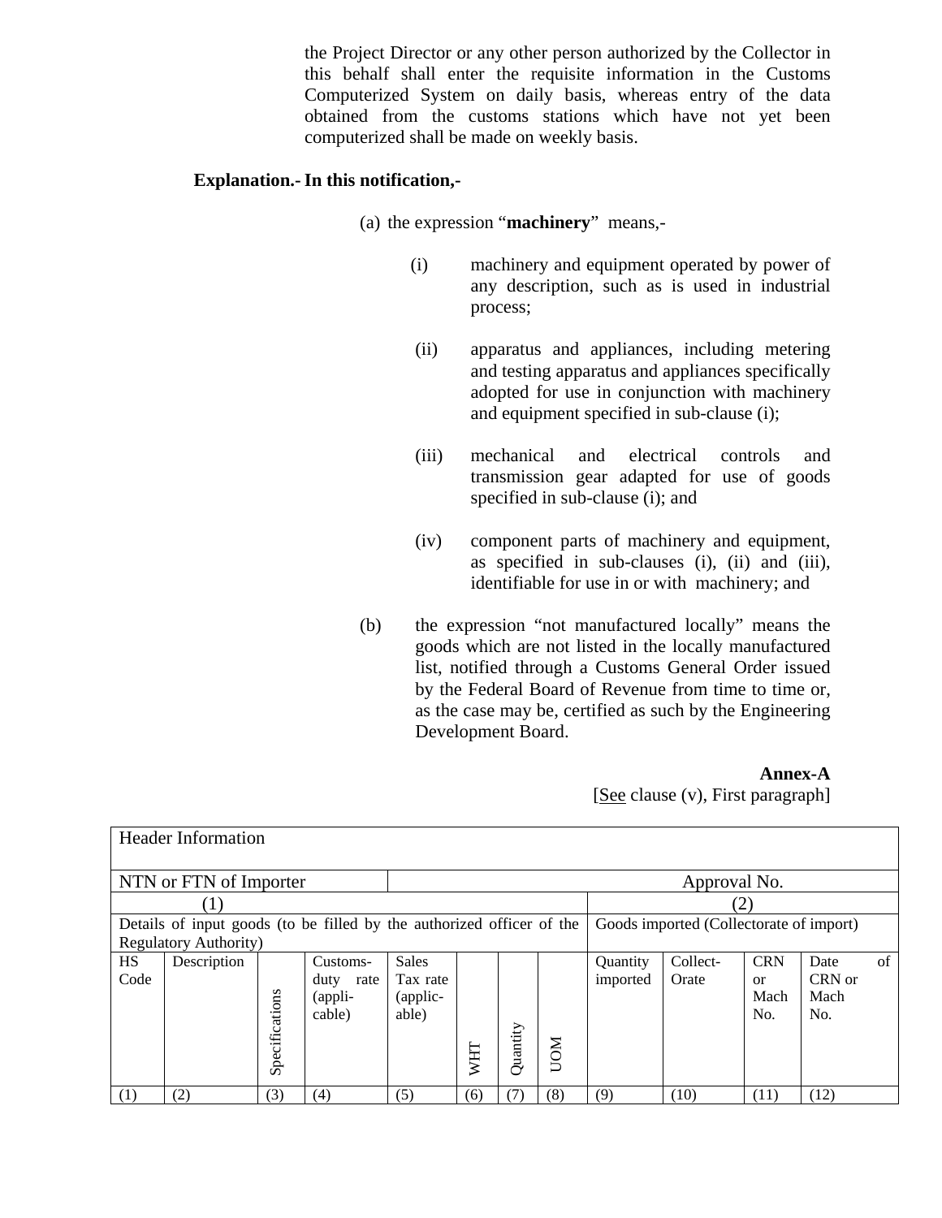the Project Director or any other person authorized by the Collector in this behalf shall enter the requisite information in the Customs Computerized System on daily basis, whereas entry of the data obtained from the customs stations which have not yet been computerized shall be made on weekly basis.

**Explanation.- In this notification,-**

(a) the expression "**machinery**" means,-

(i) machinery and equipment operated by power of any description, such as is used in industrial process;

(ii) apparatus and appliances, including metering and testing apparatus and appliances specifically adopted for use in conjunction with machinery and equipment specified in sub-clause (i);

(iii) mechanical and electrical controls and transmission gear adapted for use of goods specified in sub-clause (i); and

(iv) component parts of machinery and equipment, as specified in sub-clauses (i), (ii) and (iii), identifiable for use in or with machinery; and

(b) the expression "not manufactured locally" means the goods which are not listed in the locally manufactured list, notified through a Customs General Order issued by the Federal Board of Revenue from time to time or, as the case may be, certified as such by the Engineering Development Board.

**Annex-A**

[See clause (v), First paragraph]

| Header Information | | | | | | | | | | | |
|---|---|---|---|---|---|---|---|---|---|---|---|
| NTN or FTN of Importer | | | | Approval No. | | | | | | | |
| (1) | | | | | | | | (2) | | | |
| Details of input goods (to be filled by the authorized officer of the Regulatory Authority) | | | | | | | | Goods imported (Collectorate of import) | | | |
| HS Code | Description | Specifications | Customs-duty rate (appli-cable) | Sales Tax rate (applic-able) | WHT | Quantity | UOM | Quantity imported | Collect-Orate | CRN or Mach No. | Date of CRN or Mach No. |
| (1) | (2) | (3) | (4) | (5) | (6) | (7) | (8) | (9) | (10) | (11) | (12) |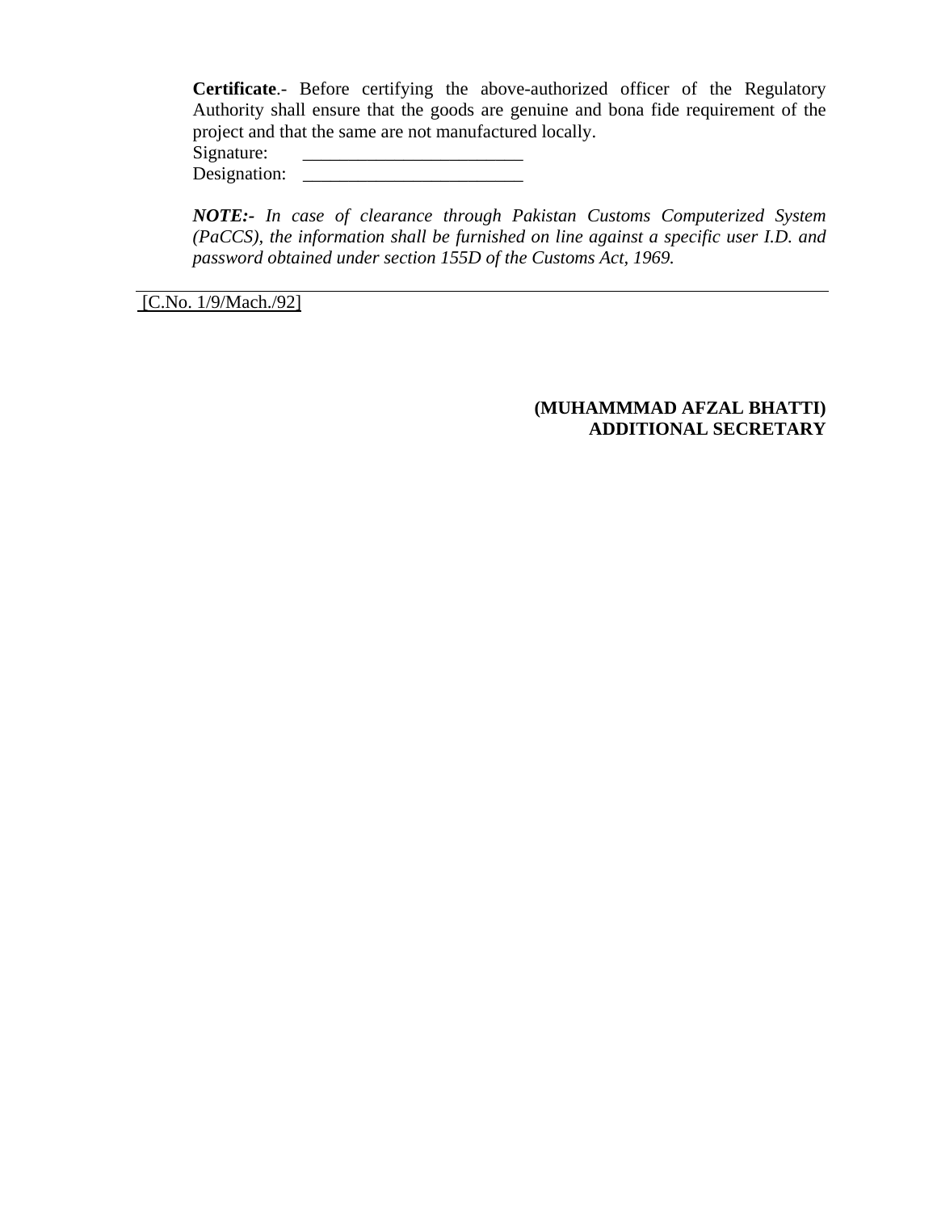**Certificate**.- Before certifying the above-authorized officer of the Regulatory Authority shall ensure that the goods are genuine and bona fide requirement of the project and that the same are not manufactured locally.

Signature: ________________________

Designation: ________________________

***NOTE:-*** *In case of clearance through Pakistan Customs Computerized System (PaCCS), the information shall be furnished on line against a specific user I.D. and password obtained under section 155D of the Customs Act, 1969.*

---

[C.No. 1/9/Mach./92]

**(MUHAMMMAD AFZAL BHATTI)**
**ADDITIONAL SECRETARY**